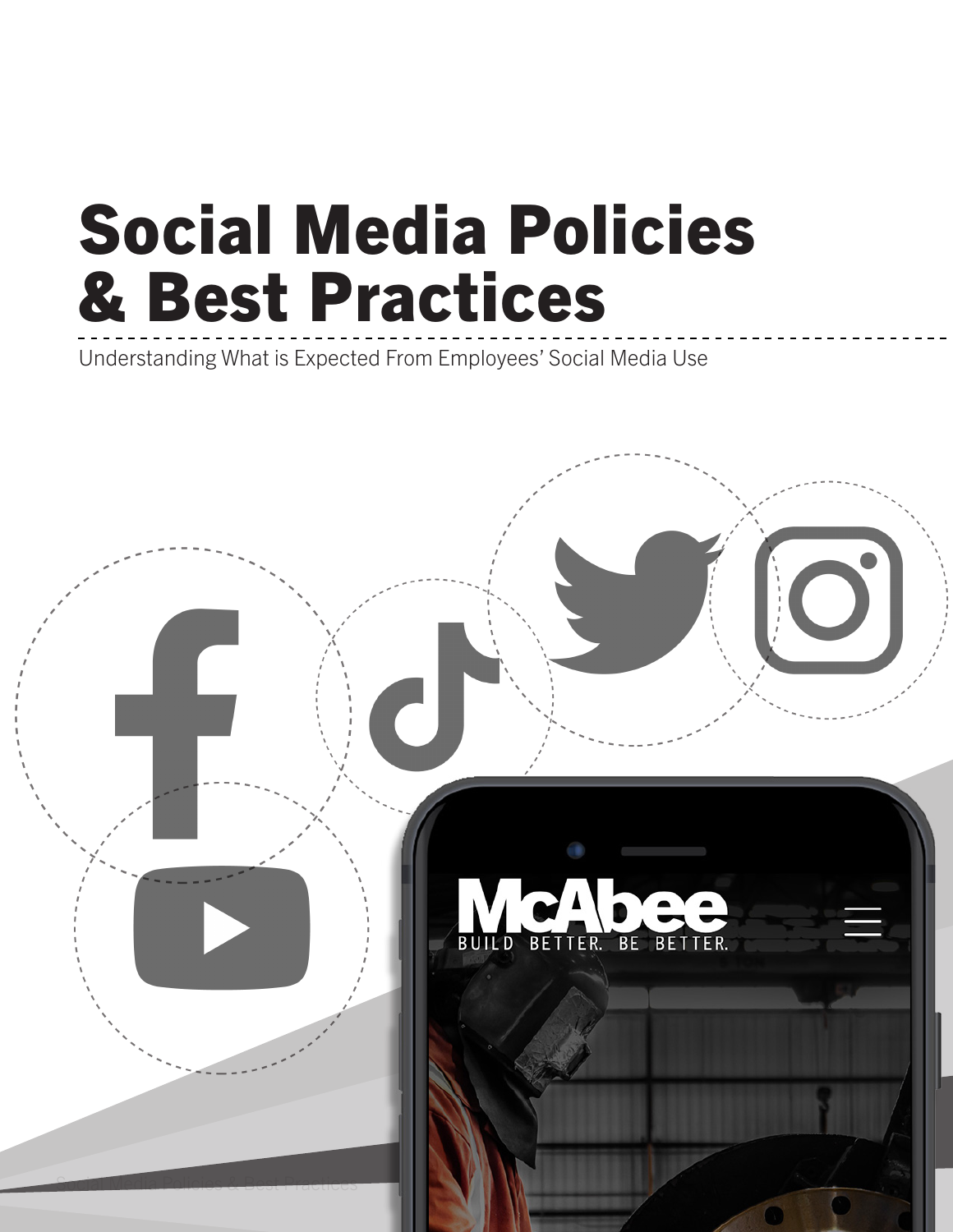# Social Media Policies & Best Practices

Understanding What is Expected From Employees' Social Media Use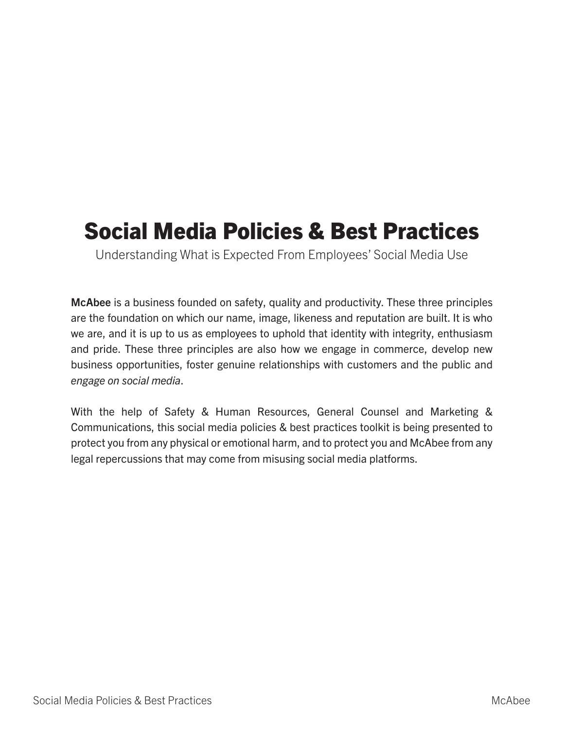# Social Media Policies & Best Practices

Understanding What is Expected From Employees' Social Media Use

**McAbee** is a business founded on safety, quality and productivity. These three principles are the foundation on which our name, image, likeness and reputation are built. It is who we are, and it is up to us as employees to uphold that identity with integrity, enthusiasm and pride. These three principles are also how we engage in commerce, develop new business opportunities, foster genuine relationships with customers and the public and *engage on social media*.

With the help of Safety & Human Resources, General Counsel and Marketing & Communications, this social media policies & best practices toolkit is being presented to protect you from any physical or emotional harm, and to protect you and McAbee from any legal repercussions that may come from misusing social media platforms.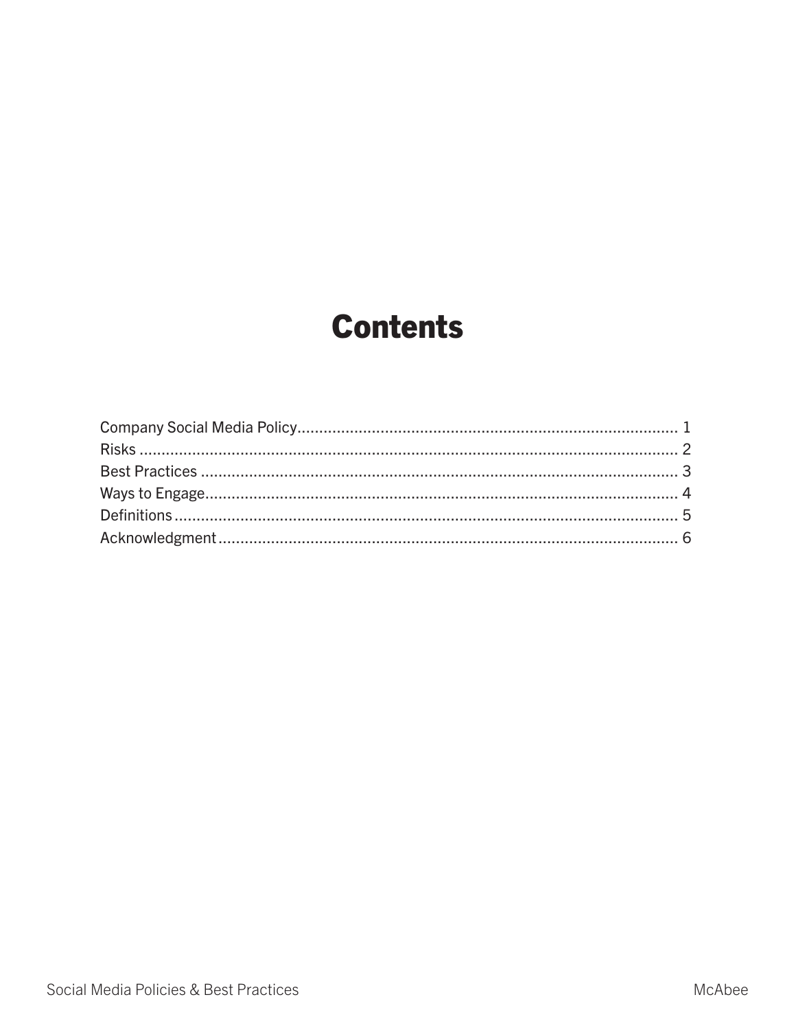# Contents

Company Social Media Policy........................................................................................ 1
Risks ............................................................................................................................. 2
Best Practices ............................................................................................................... 3
Ways to Engage............................................................................................................. 4
Definitions ..................................................................................................................... 5
Acknowledgment ........................................................................................................... 6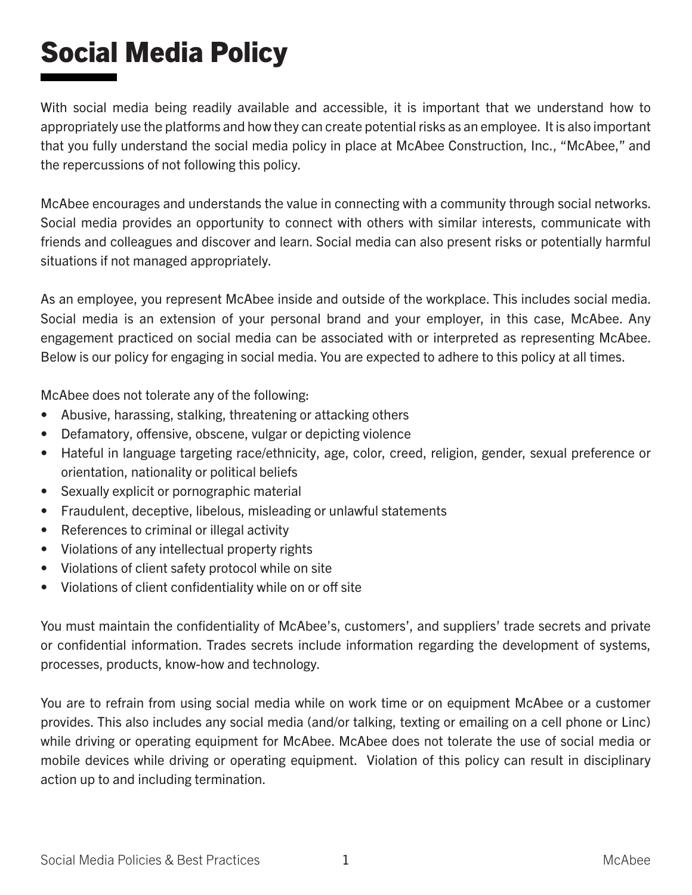# Social Media Policy

With social media being readily available and accessible, it is important that we understand how to appropriately use the platforms and how they can create potential risks as an employee. It is also important that you fully understand the social media policy in place at McAbee Construction, Inc., "McAbee," and the repercussions of not following this policy.

McAbee encourages and understands the value in connecting with a community through social networks. Social media provides an opportunity to connect with others with similar interests, communicate with friends and colleagues and discover and learn. Social media can also present risks or potentially harmful situations if not managed appropriately.

As an employee, you represent McAbee inside and outside of the workplace. This includes social media. Social media is an extension of your personal brand and your employer, in this case, McAbee. Any engagement practiced on social media can be associated with or interpreted as representing McAbee. Below is our policy for engaging in social media. You are expected to adhere to this policy at all times.

McAbee does not tolerate any of the following:

- Abusive, harassing, stalking, threatening or attacking others
- Defamatory, offensive, obscene, vulgar or depicting violence
- Hateful in language targeting race/ethnicity, age, color, creed, religion, gender, sexual preference or orientation, nationality or political beliefs
- Sexually explicit or pornographic material
- Fraudulent, deceptive, libelous, misleading or unlawful statements
- References to criminal or illegal activity
- Violations of any intellectual property rights
- Violations of client safety protocol while on site
- Violations of client confidentiality while on or off site

You must maintain the confidentiality of McAbee's, customers', and suppliers' trade secrets and private or confidential information. Trades secrets include information regarding the development of systems, processes, products, know-how and technology.

You are to refrain from using social media while on work time or on equipment McAbee or a customer provides. This also includes any social media (and/or talking, texting or emailing on a cell phone or Linc) while driving or operating equipment for McAbee. McAbee does not tolerate the use of social media or mobile devices while driving or operating equipment. Violation of this policy can result in disciplinary action up to and including termination.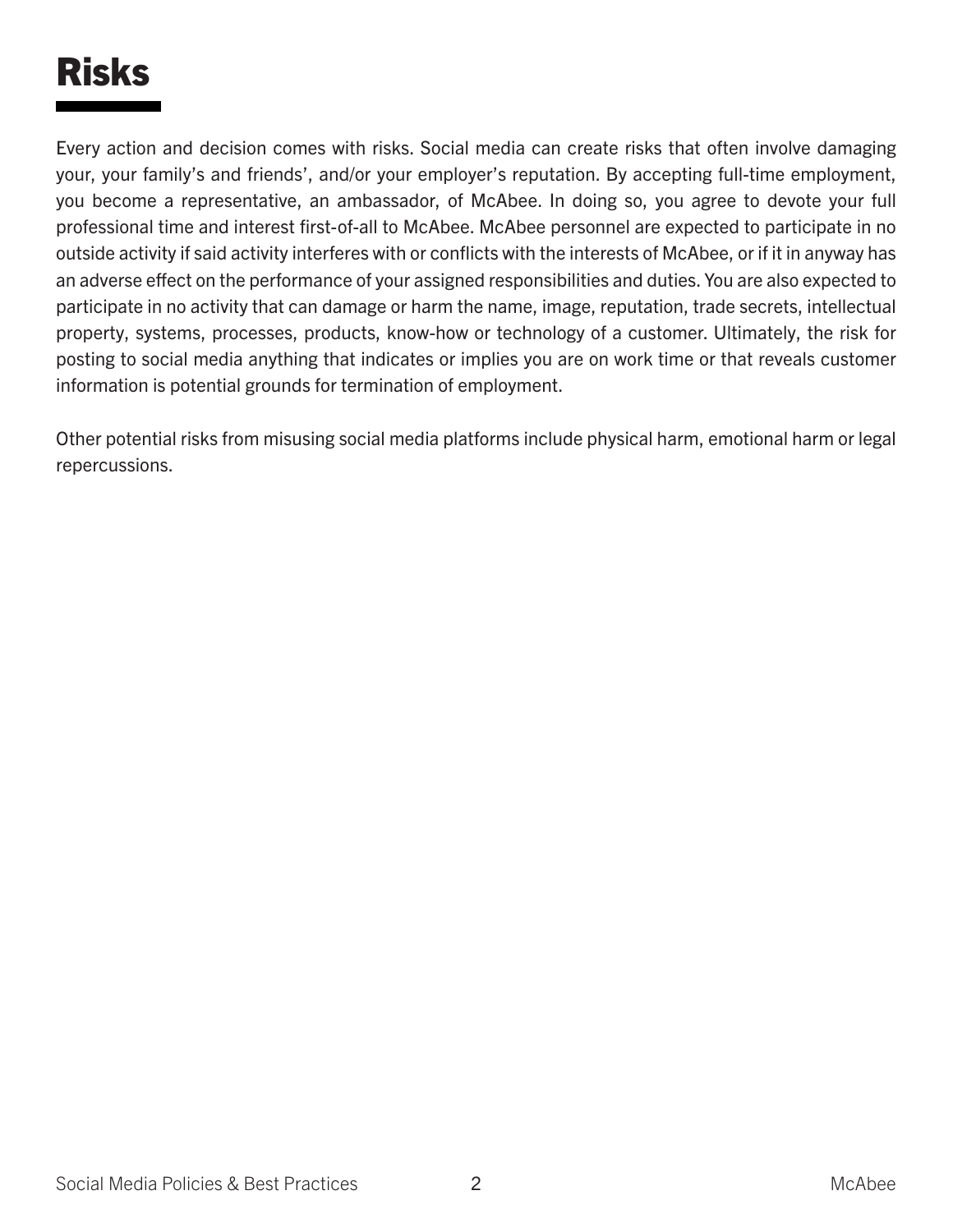# Risks

Every action and decision comes with risks. Social media can create risks that often involve damaging your, your family's and friends', and/or your employer's reputation. By accepting full-time employment, you become a representative, an ambassador, of McAbee. In doing so, you agree to devote your full professional time and interest first-of-all to McAbee. McAbee personnel are expected to participate in no outside activity if said activity interferes with or conflicts with the interests of McAbee, or if it in anyway has an adverse effect on the performance of your assigned responsibilities and duties. You are also expected to participate in no activity that can damage or harm the name, image, reputation, trade secrets, intellectual property, systems, processes, products, know-how or technology of a customer. Ultimately, the risk for posting to social media anything that indicates or implies you are on work time or that reveals customer information is potential grounds for termination of employment.

Other potential risks from misusing social media platforms include physical harm, emotional harm or legal repercussions.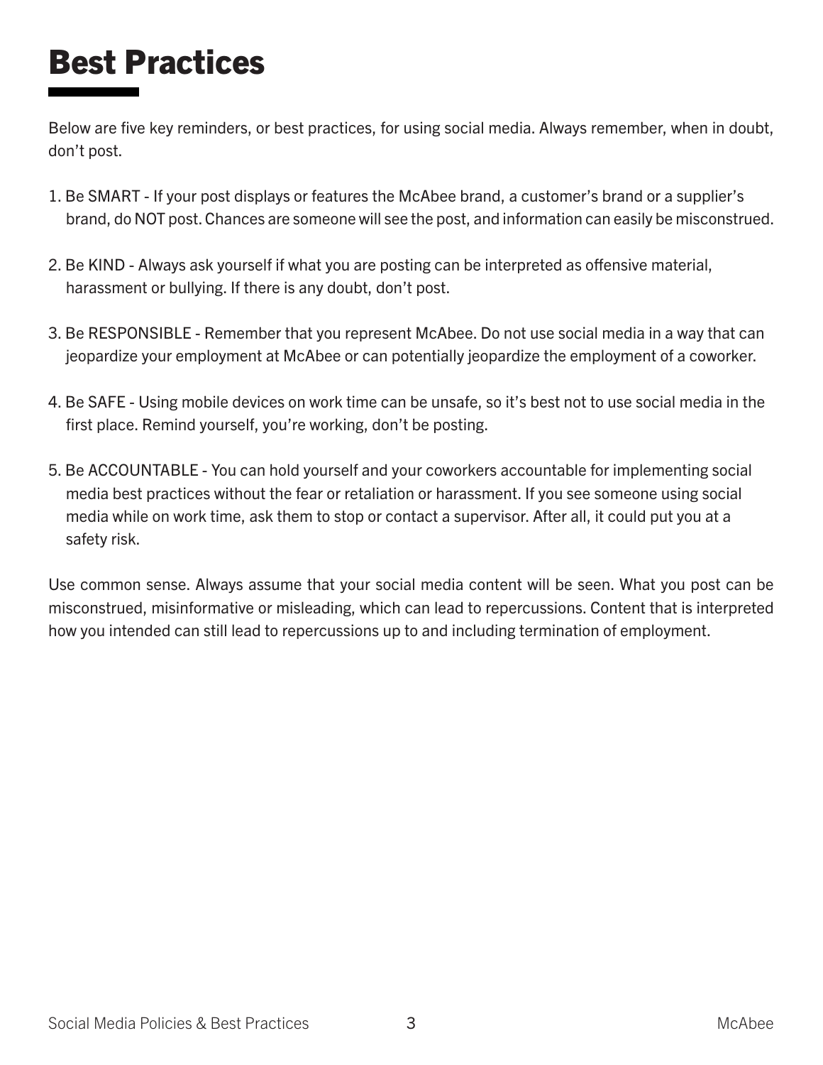# Best Practices

Below are five key reminders, or best practices, for using social media. Always remember, when in doubt, don't post.

1. Be SMART - If your post displays or features the McAbee brand, a customer's brand or a supplier's brand, do NOT post. Chances are someone will see the post, and information can easily be misconstrued.
2. Be KIND - Always ask yourself if what you are posting can be interpreted as offensive material, harassment or bullying. If there is any doubt, don't post.
3. Be RESPONSIBLE - Remember that you represent McAbee. Do not use social media in a way that can jeopardize your employment at McAbee or can potentially jeopardize the employment of a coworker.
4. Be SAFE - Using mobile devices on work time can be unsafe, so it's best not to use social media in the first place. Remind yourself, you're working, don't be posting.
5. Be ACCOUNTABLE - You can hold yourself and your coworkers accountable for implementing social media best practices without the fear or retaliation or harassment. If you see someone using social media while on work time, ask them to stop or contact a supervisor. After all, it could put you at a safety risk.

Use common sense. Always assume that your social media content will be seen. What you post can be misconstrued, misinformative or misleading, which can lead to repercussions. Content that is interpreted how you intended can still lead to repercussions up to and including termination of employment.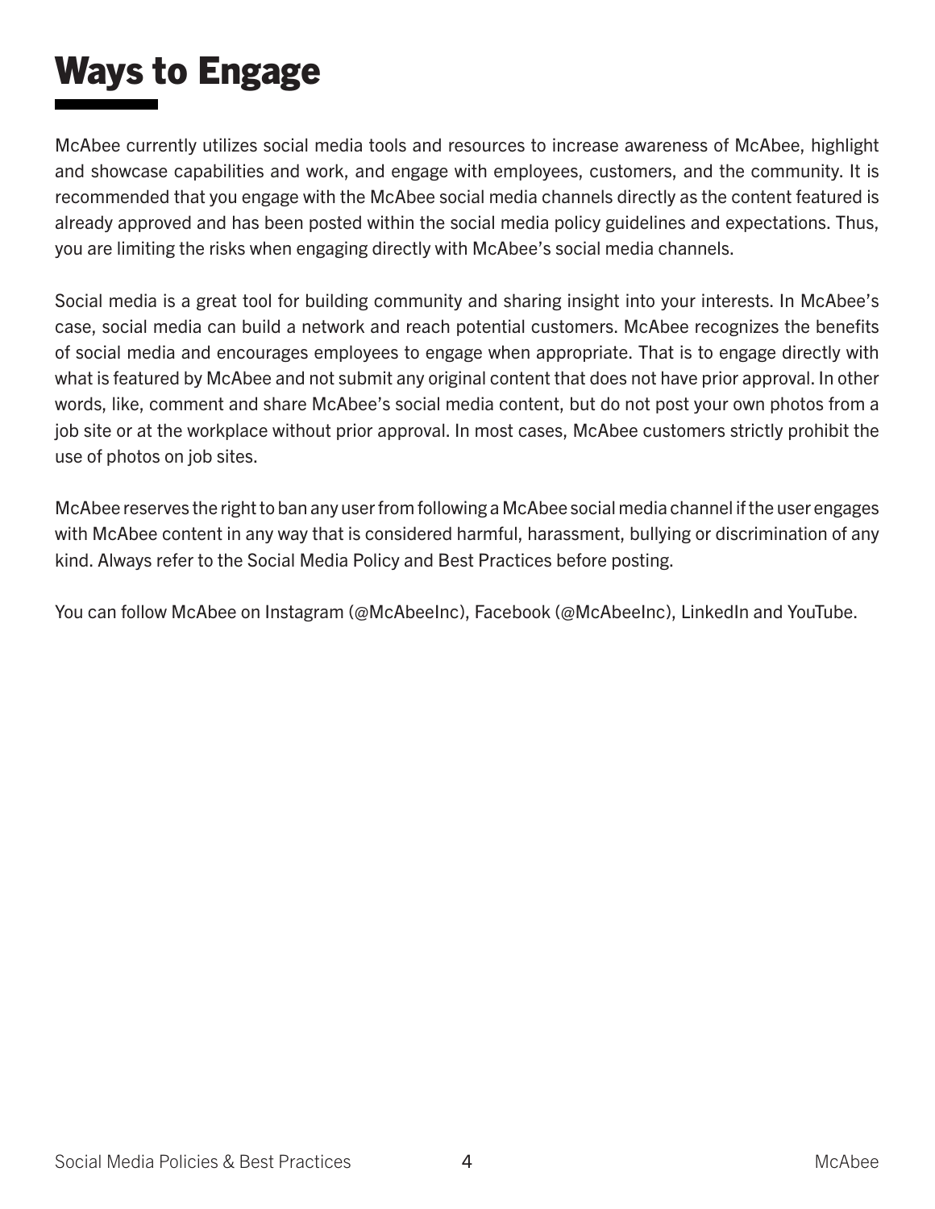# Ways to Engage

McAbee currently utilizes social media tools and resources to increase awareness of McAbee, highlight and showcase capabilities and work, and engage with employees, customers, and the community. It is recommended that you engage with the McAbee social media channels directly as the content featured is already approved and has been posted within the social media policy guidelines and expectations. Thus, you are limiting the risks when engaging directly with McAbee's social media channels.

Social media is a great tool for building community and sharing insight into your interests. In McAbee's case, social media can build a network and reach potential customers. McAbee recognizes the benefits of social media and encourages employees to engage when appropriate. That is to engage directly with what is featured by McAbee and not submit any original content that does not have prior approval. In other words, like, comment and share McAbee's social media content, but do not post your own photos from a job site or at the workplace without prior approval. In most cases, McAbee customers strictly prohibit the use of photos on job sites.

McAbee reserves the right to ban any user from following a McAbee social media channel if the user engages with McAbee content in any way that is considered harmful, harassment, bullying or discrimination of any kind. Always refer to the Social Media Policy and Best Practices before posting.

You can follow McAbee on Instagram (@McAbeeInc), Facebook (@McAbeeInc), LinkedIn and YouTube.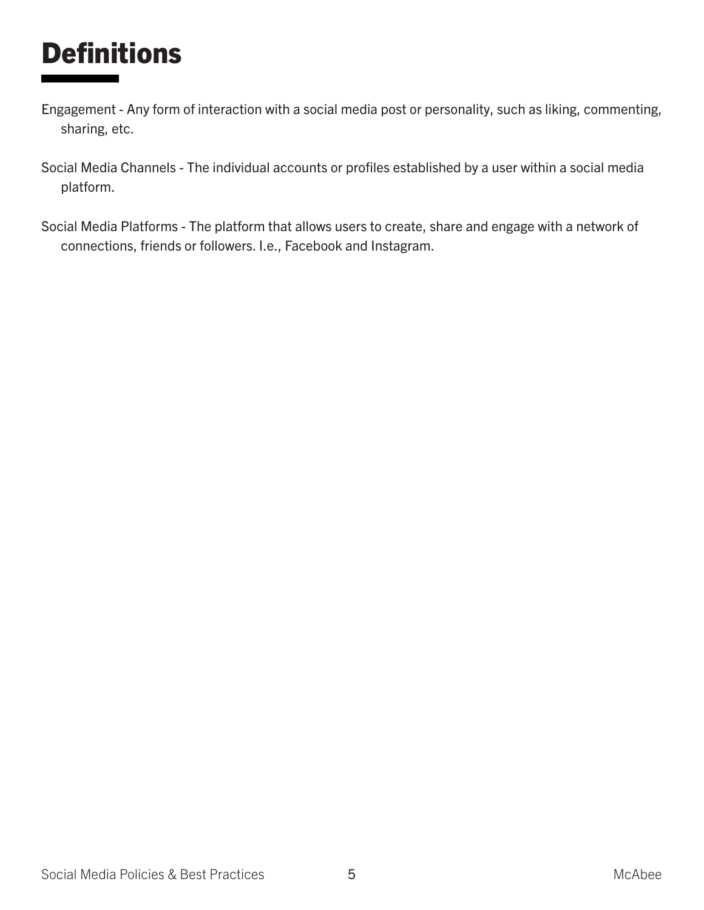# Definitions

Engagement - Any form of interaction with a social media post or personality, such as liking, commenting, sharing, etc.

Social Media Channels - The individual accounts or profiles established by a user within a social media platform.

Social Media Platforms - The platform that allows users to create, share and engage with a network of connections, friends or followers. I.e., Facebook and Instagram.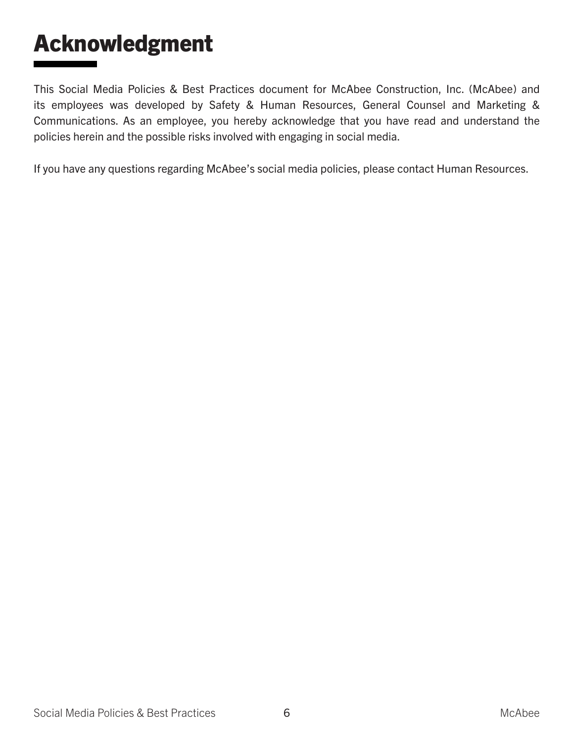# Acknowledgment

This Social Media Policies & Best Practices document for McAbee Construction, Inc. (McAbee) and its employees was developed by Safety & Human Resources, General Counsel and Marketing & Communications. As an employee, you hereby acknowledge that you have read and understand the policies herein and the possible risks involved with engaging in social media.

If you have any questions regarding McAbee's social media policies, please contact Human Resources.